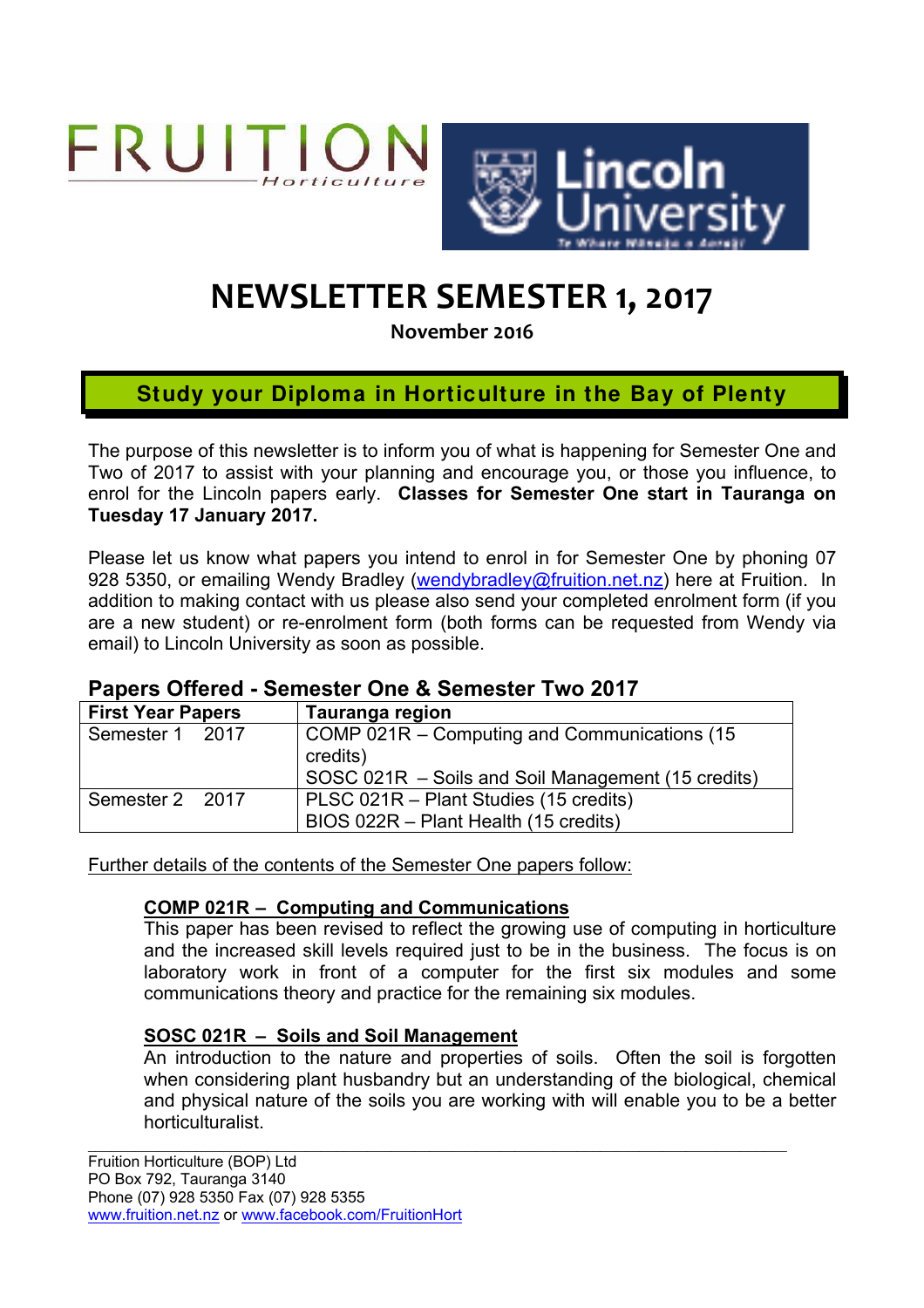FRUITION Horticulture

Lincoln University

# NEWSLETTER SEMESTER 1, 2017

**November 2016**

## Study your Diploma in Horticulture in the Bay of Plenty

The purpose of this newsletter is to inform you of what is happening for Semester One and Two of 2017 to assist with your planning and encourage you, or those you influence, to enrol for the Lincoln papers early. **Classes for Semester One start in Tauranga on Tuesday 17 January 2017.**

Please let us know what papers you intend to enrol in for Semester One by phoning 07 928 5350, or emailing Wendy Bradley (wendybradley@fruition.net.nz) here at Fruition. In addition to making contact with us please also send your completed enrolment form (if you are a new student) or re-enrolment form (both forms can be requested from Wendy via email) to Lincoln University as soon as possible.

### Papers Offered - Semester One & Semester Two 2017

| First Year Papers | Tauranga region |
|---|---|
| Semester 1 2017 | COMP 021R – Computing and Communications (15 credits)<br>SOSC 021R – Soils and Soil Management (15 credits) |
| Semester 2 2017 | PLSC 021R – Plant Studies (15 credits)<br>BIOS 022R – Plant Health (15 credits) |

Further details of the contents of the Semester One papers follow:

**COMP 021R – Computing and Communications**

This paper has been revised to reflect the growing use of computing in horticulture and the increased skill levels required just to be in the business. The focus is on laboratory work in front of a computer for the first six modules and some communications theory and practice for the remaining six modules.

**SOSC 021R – Soils and Soil Management**

An introduction to the nature and properties of soils. Often the soil is forgotten when considering plant husbandry but an understanding of the biological, chemical and physical nature of the soils you are working with will enable you to be a better horticulturalist.

---

Fruition Horticulture (BOP) Ltd
PO Box 792, Tauranga 3140
Phone (07) 928 5350 Fax (07) 928 5355
www.fruition.net.nz or www.facebook.com/FruitionHort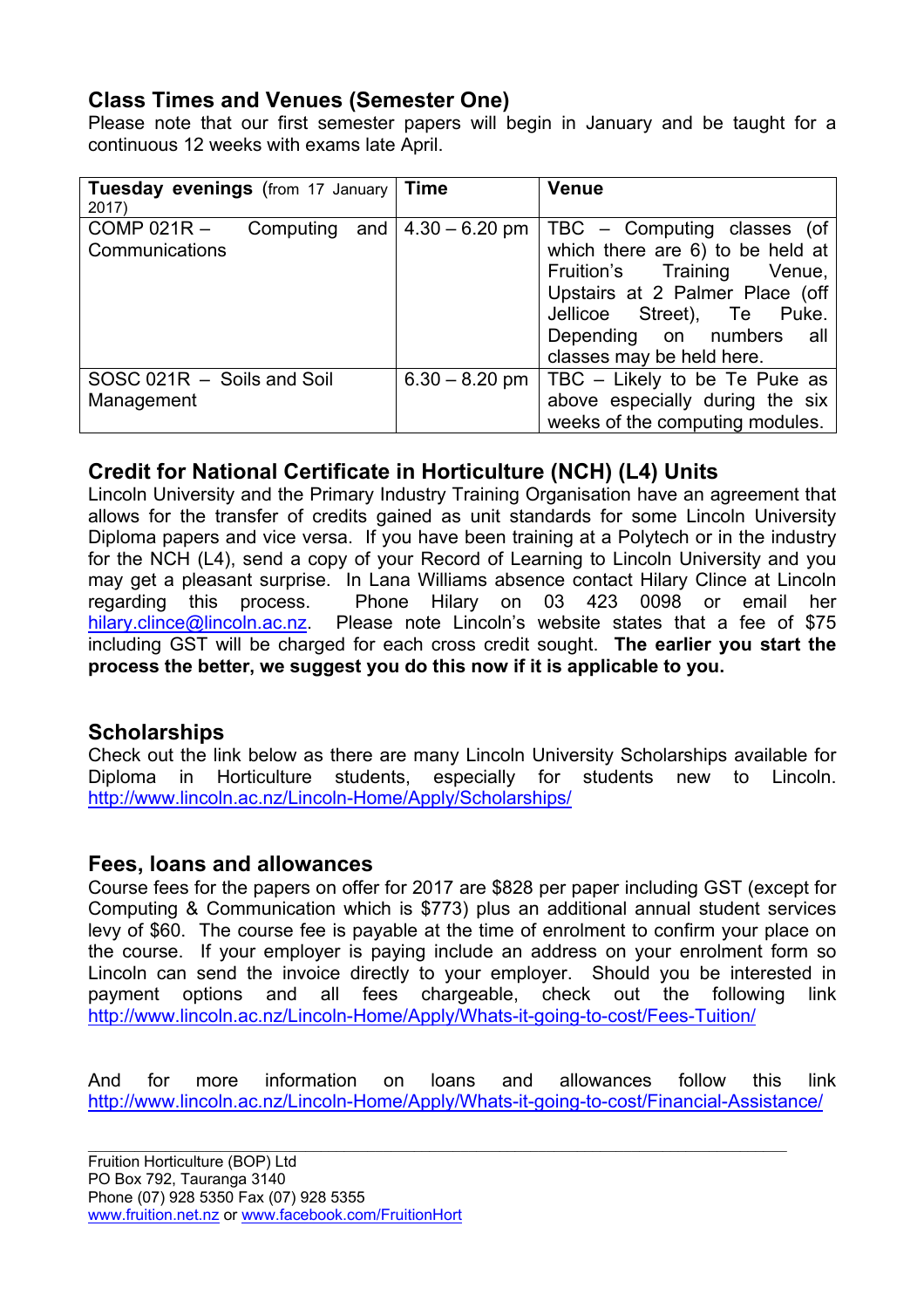## Class Times and Venues (Semester One)

Please note that our first semester papers will begin in January and be taught for a continuous 12 weeks with exams late April.

| **Tuesday evenings** (from 17 January 2017) | **Time** | **Venue** |
|---|---|---|
| COMP 021R – Computing and Communications | 4.30 – 6.20 pm | TBC – Computing classes (of which there are 6) to be held at Fruition's Training Venue, Upstairs at 2 Palmer Place (off Jellicoe Street), Te Puke. Depending on numbers all classes may be held here. |
| SOSC 021R – Soils and Soil Management | 6.30 – 8.20 pm | TBC – Likely to be Te Puke as above especially during the six weeks of the computing modules. |

## Credit for National Certificate in Horticulture (NCH) (L4) Units

Lincoln University and the Primary Industry Training Organisation have an agreement that allows for the transfer of credits gained as unit standards for some Lincoln University Diploma papers and vice versa. If you have been training at a Polytech or in the industry for the NCH (L4), send a copy of your Record of Learning to Lincoln University and you may get a pleasant surprise. In Lana Williams absence contact Hilary Clince at Lincoln regarding this process. Phone Hilary on 03 423 0098 or email her hilary.clince@lincoln.ac.nz. Please note Lincoln's website states that a fee of $75 including GST will be charged for each cross credit sought. **The earlier you start the process the better, we suggest you do this now if it is applicable to you.**

## Scholarships

Check out the link below as there are many Lincoln University Scholarships available for Diploma in Horticulture students, especially for students new to Lincoln. http://www.lincoln.ac.nz/Lincoln-Home/Apply/Scholarships/

## Fees, loans and allowances

Course fees for the papers on offer for 2017 are $828 per paper including GST (except for Computing & Communication which is $773) plus an additional annual student services levy of $60. The course fee is payable at the time of enrolment to confirm your place on the course. If your employer is paying include an address on your enrolment form so Lincoln can send the invoice directly to your employer. Should you be interested in payment options and all fees chargeable, check out the following link http://www.lincoln.ac.nz/Lincoln-Home/Apply/Whats-it-going-to-cost/Fees-Tuition/

And for more information on loans and allowances follow this link http://www.lincoln.ac.nz/Lincoln-Home/Apply/Whats-it-going-to-cost/Financial-Assistance/

---

Fruition Horticulture (BOP) Ltd
PO Box 792, Tauranga 3140
Phone (07) 928 5350 Fax (07) 928 5355
www.fruition.net.nz or www.facebook.com/FruitionHort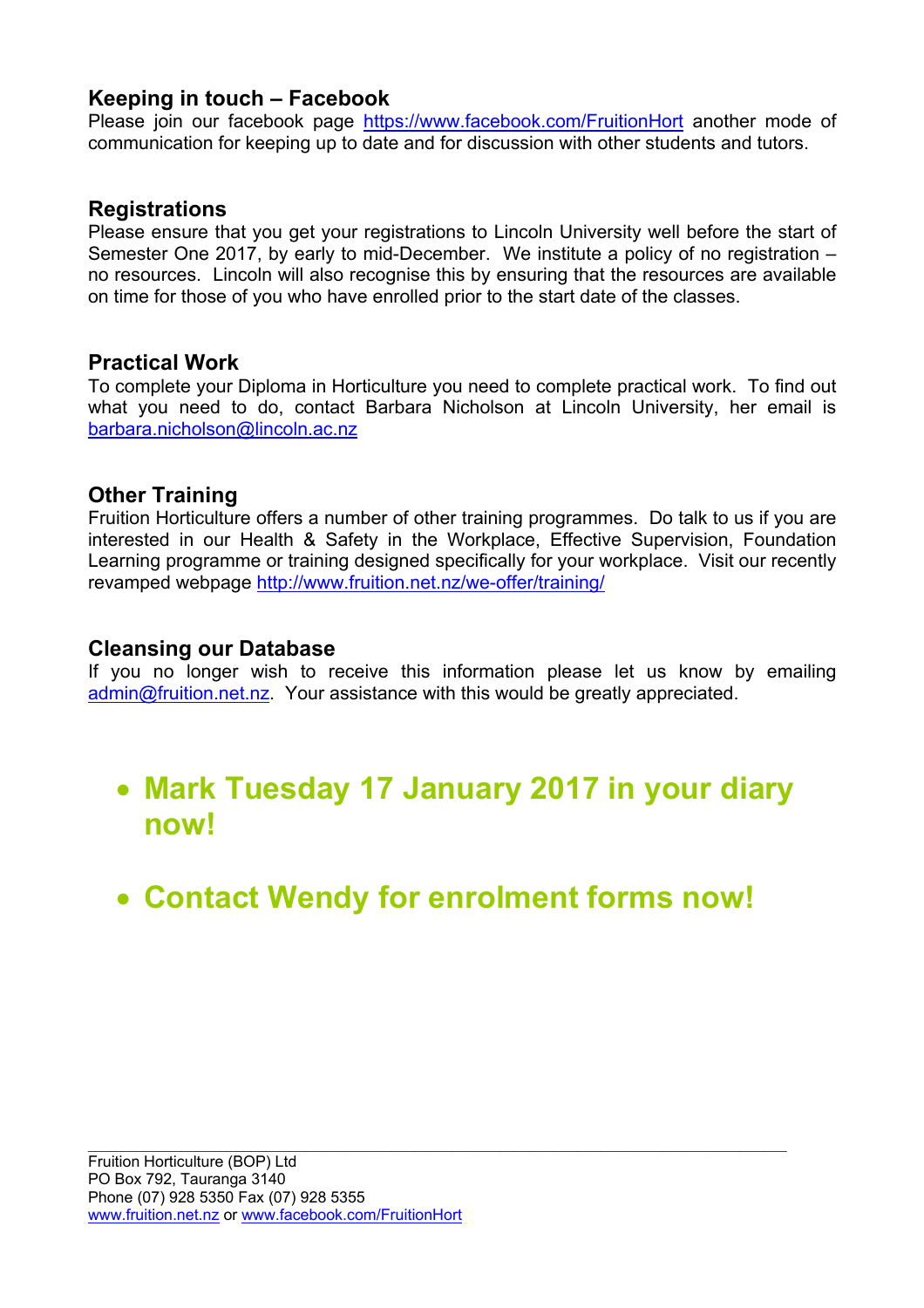### Keeping in touch – Facebook

Please join our facebook page https://www.facebook.com/FruitionHort another mode of communication for keeping up to date and for discussion with other students and tutors.

### Registrations

Please ensure that you get your registrations to Lincoln University well before the start of Semester One 2017, by early to mid-December. We institute a policy of no registration – no resources. Lincoln will also recognise this by ensuring that the resources are available on time for those of you who have enrolled prior to the start date of the classes.

### Practical Work

To complete your Diploma in Horticulture you need to complete practical work. To find out what you need to do, contact Barbara Nicholson at Lincoln University, her email is barbara.nicholson@lincoln.ac.nz

### Other Training

Fruition Horticulture offers a number of other training programmes. Do talk to us if you are interested in our Health & Safety in the Workplace, Effective Supervision, Foundation Learning programme or training designed specifically for your workplace. Visit our recently revamped webpage http://www.fruition.net.nz/we-offer/training/

### Cleansing our Database

If you no longer wish to receive this information please let us know by emailing admin@fruition.net.nz. Your assistance with this would be greatly appreciated.

- **Mark Tuesday 17 January 2017 in your diary now!**
- **Contact Wendy for enrolment forms now!**

---

Fruition Horticulture (BOP) Ltd
PO Box 792, Tauranga 3140
Phone (07) 928 5350 Fax (07) 928 5355
www.fruition.net.nz or www.facebook.com/FruitionHort